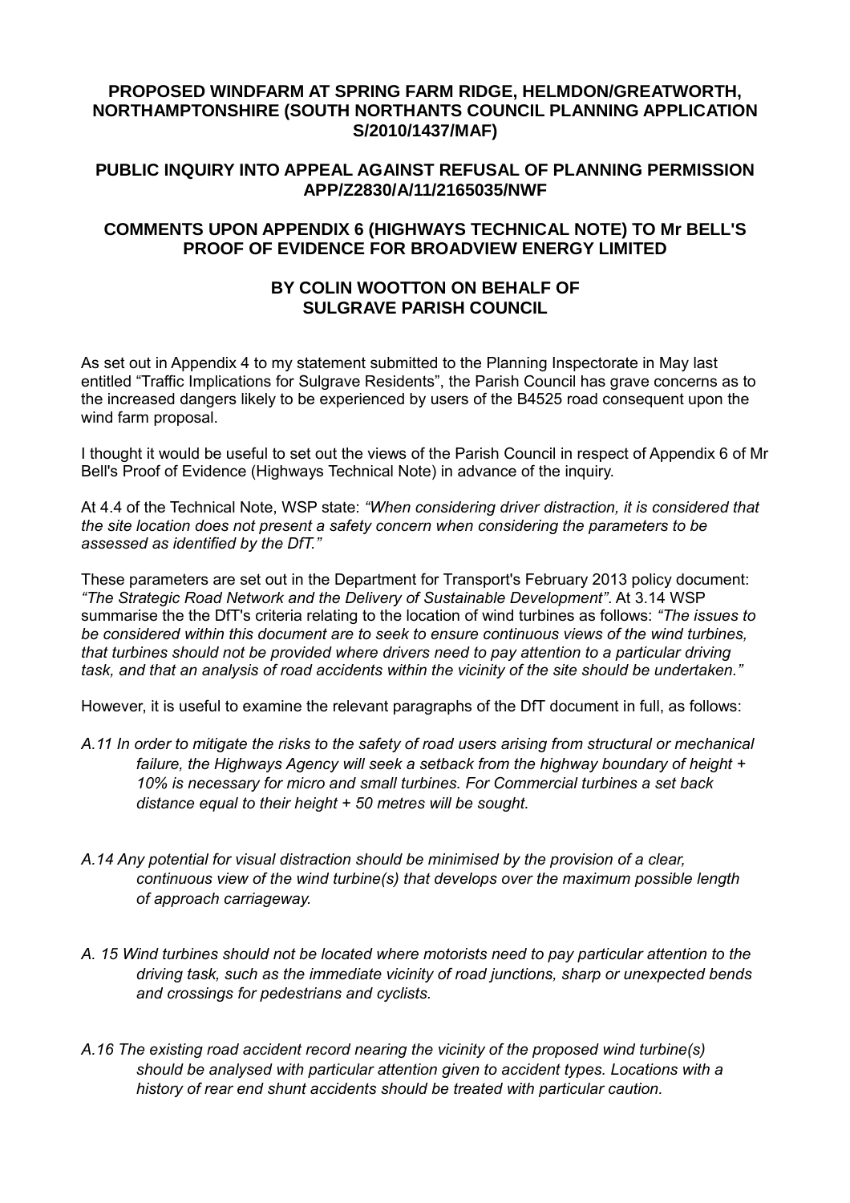**PROPOSED WINDFARM AT SPRING FARM RIDGE, HELMDON/GREATWORTH, NORTHAMPTONSHIRE (SOUTH NORTHANTS COUNCIL PLANNING APPLICATION S/2010/1437/MAF)**

**PUBLIC INQUIRY INTO APPEAL AGAINST REFUSAL OF PLANNING PERMISSION APP/Z2830/A/11/2165035/NWF**

**COMMENTS UPON APPENDIX 6 (HIGHWAYS TECHNICAL NOTE) TO Mr BELL'S PROOF OF EVIDENCE FOR BROADVIEW ENERGY LIMITED**

**BY COLIN WOOTTON ON BEHALF OF SULGRAVE PARISH COUNCIL**

As set out in Appendix 4 to my statement submitted to the Planning Inspectorate in May last entitled "Traffic Implications for Sulgrave Residents", the Parish Council has grave concerns as to the increased dangers likely to be experienced by users of the B4525 road consequent upon the wind farm proposal.

I thought it would be useful to set out the views of the Parish Council in respect of Appendix 6 of Mr Bell's Proof of Evidence (Highways Technical Note) in advance of the inquiry.

At 4.4 of the Technical Note, WSP state: *"When considering driver distraction, it is considered that the site location does not present a safety concern when considering the parameters to be assessed as identified by the DfT."*

These parameters are set out in the Department for Transport's February 2013 policy document: *"The Strategic Road Network and the Delivery of Sustainable Development"*. At 3.14 WSP summarise the the DfT's criteria relating to the location of wind turbines as follows: *"The issues to be considered within this document are to seek to ensure continuous views of the wind turbines, that turbines should not be provided where drivers need to pay attention to a particular driving task, and that an analysis of road accidents within the vicinity of the site should be undertaken."*

However, it is useful to examine the relevant paragraphs of the DfT document in full, as follows:

*A.11 In order to mitigate the risks to the safety of road users arising from structural or mechanical failure, the Highways Agency will seek a setback from the highway boundary of height + 10% is necessary for micro and small turbines. For Commercial turbines a set back distance equal to their height + 50 metres will be sought.*

*A.14 Any potential for visual distraction should be minimised by the provision of a clear, continuous view of the wind turbine(s) that develops over the maximum possible length of approach carriageway.*

*A. 15 Wind turbines should not be located where motorists need to pay particular attention to the driving task, such as the immediate vicinity of road junctions, sharp or unexpected bends and crossings for pedestrians and cyclists.*

*A.16 The existing road accident record nearing the vicinity of the proposed wind turbine(s) should be analysed with particular attention given to accident types. Locations with a history of rear end shunt accidents should be treated with particular caution.*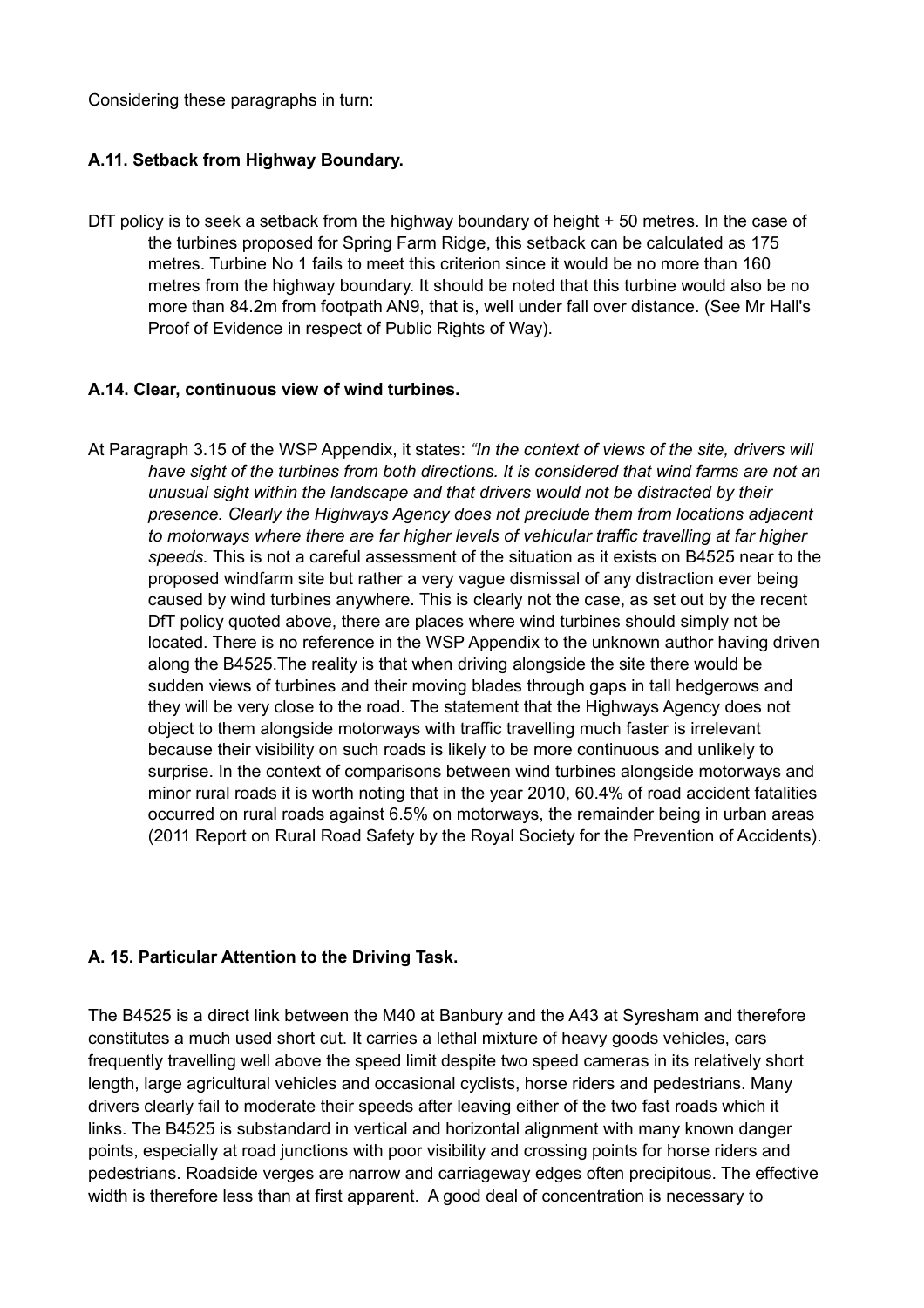Considering these paragraphs in turn:

**A.11. Setback from Highway Boundary.**

DfT policy is to seek a setback from the highway boundary of height + 50 metres. In the case of the turbines proposed for Spring Farm Ridge, this setback can be calculated as 175 metres. Turbine No 1 fails to meet this criterion since it would be no more than 160 metres from the highway boundary. It should be noted that this turbine would also be no more than 84.2m from footpath AN9, that is, well under fall over distance. (See Mr Hall's Proof of Evidence in respect of Public Rights of Way).

**A.14. Clear, continuous view of wind turbines.**

At Paragraph 3.15 of the WSP Appendix, it states: *"In the context of views of the site, drivers will have sight of the turbines from both directions. It is considered that wind farms are not an unusual sight within the landscape and that drivers would not be distracted by their presence. Clearly the Highways Agency does not preclude them from locations adjacent to motorways where there are far higher levels of vehicular traffic travelling at far higher speeds.* This is not a careful assessment of the situation as it exists on B4525 near to the proposed windfarm site but rather a very vague dismissal of any distraction ever being caused by wind turbines anywhere. This is clearly not the case, as set out by the recent DfT policy quoted above, there are places where wind turbines should simply not be located. There is no reference in the WSP Appendix to the unknown author having driven along the B4525.The reality is that when driving alongside the site there would be sudden views of turbines and their moving blades through gaps in tall hedgerows and they will be very close to the road. The statement that the Highways Agency does not object to them alongside motorways with traffic travelling much faster is irrelevant because their visibility on such roads is likely to be more continuous and unlikely to surprise. In the context of comparisons between wind turbines alongside motorways and minor rural roads it is worth noting that in the year 2010, 60.4% of road accident fatalities occurred on rural roads against 6.5% on motorways, the remainder being in urban areas (2011 Report on Rural Road Safety by the Royal Society for the Prevention of Accidents).

**A. 15. Particular Attention to the Driving Task.**

The B4525 is a direct link between the M40 at Banbury and the A43 at Syresham and therefore constitutes a much used short cut. It carries a lethal mixture of heavy goods vehicles, cars frequently travelling well above the speed limit despite two speed cameras in its relatively short length, large agricultural vehicles and occasional cyclists, horse riders and pedestrians. Many drivers clearly fail to moderate their speeds after leaving either of the two fast roads which it links. The B4525 is substandard in vertical and horizontal alignment with many known danger points, especially at road junctions with poor visibility and crossing points for horse riders and pedestrians. Roadside verges are narrow and carriageway edges often precipitous. The effective width is therefore less than at first apparent. A good deal of concentration is necessary to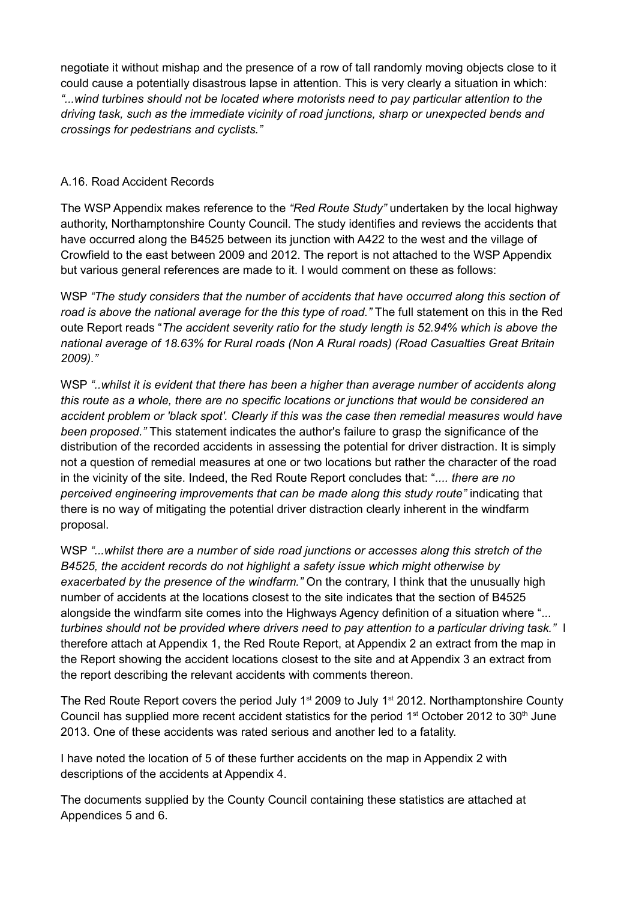negotiate it without mishap and the presence of a row of tall randomly moving objects close to it could cause a potentially disastrous lapse in attention. This is very clearly a situation in which: *"...wind turbines should not be located where motorists need to pay particular attention to the driving task, such as the immediate vicinity of road junctions, sharp or unexpected bends and crossings for pedestrians and cyclists."*

A.16. Road Accident Records

The WSP Appendix makes reference to the *"Red Route Study"* undertaken by the local highway authority, Northamptonshire County Council. The study identifies and reviews the accidents that have occurred along the B4525 between its junction with A422 to the west and the village of Crowfield to the east between 2009 and 2012. The report is not attached to the WSP Appendix but various general references are made to it. I would comment on these as follows:

WSP *"The study considers that the number of accidents that have occurred along this section of road is above the national average for the this type of road."* The full statement on this in the Red oute Report reads "*The accident severity ratio for the study length is 52.94% which is above the national average of 18.63% for Rural roads (Non A Rural roads) (Road Casualties Great Britain 2009)."*

WSP *"..whilst it is evident that there has been a higher than average number of accidents along this route as a whole, there are no specific locations or junctions that would be considered an accident problem or 'black spot'. Clearly if this was the case then remedial measures would have been proposed."* This statement indicates the author's failure to grasp the significance of the distribution of the recorded accidents in assessing the potential for driver distraction. It is simply not a question of remedial measures at one or two locations but rather the character of the road in the vicinity of the site. Indeed, the Red Route Report concludes that: "*.... there are no perceived engineering improvements that can be made along this study route"* indicating that there is no way of mitigating the potential driver distraction clearly inherent in the windfarm proposal.

WSP *"...whilst there are a number of side road junctions or accesses along this stretch of the B4525, the accident records do not highlight a safety issue which might otherwise by exacerbated by the presence of the windfarm."* On the contrary, I think that the unusually high number of accidents at the locations closest to the site indicates that the section of B4525 alongside the windfarm site comes into the Highways Agency definition of a situation where "*... turbines should not be provided where drivers need to pay attention to a particular driving task."* I therefore attach at Appendix 1, the Red Route Report, at Appendix 2 an extract from the map in the Report showing the accident locations closest to the site and at Appendix 3 an extract from the report describing the relevant accidents with comments thereon.

The Red Route Report covers the period July 1st 2009 to July 1st 2012. Northamptonshire County Council has supplied more recent accident statistics for the period 1st October 2012 to 30th June 2013. One of these accidents was rated serious and another led to a fatality.

I have noted the location of 5 of these further accidents on the map in Appendix 2 with descriptions of the accidents at Appendix 4.

The documents supplied by the County Council containing these statistics are attached at Appendices 5 and 6.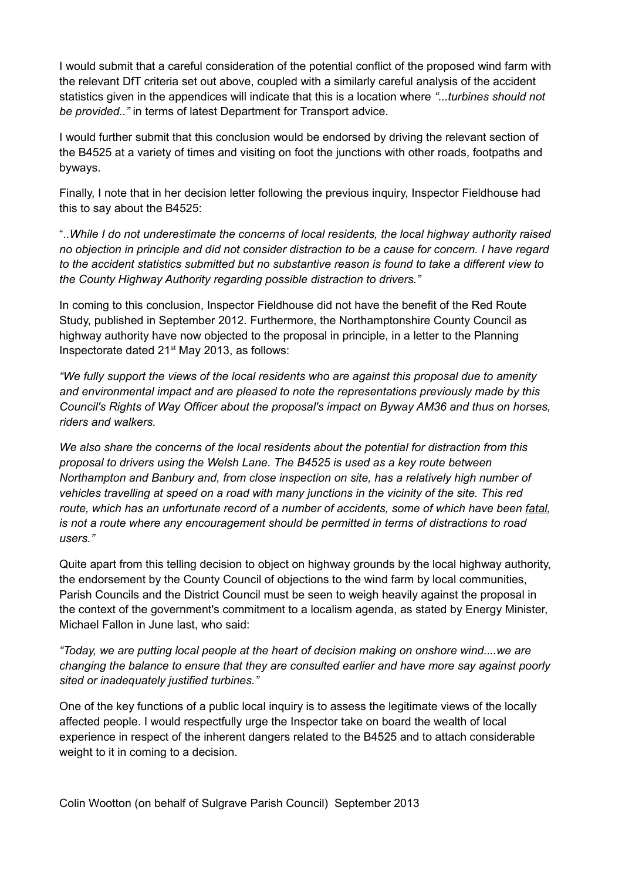I would submit that a careful consideration of the potential conflict of the proposed wind farm with the relevant DfT criteria set out above, coupled with a similarly careful analysis of the accident statistics given in the appendices will indicate that this is a location where *"...turbines should not be provided.."* in terms of latest Department for Transport advice.

I would further submit that this conclusion would be endorsed by driving the relevant section of the B4525 at a variety of times and visiting on foot the junctions with other roads, footpaths and byways.

Finally, I note that in her decision letter following the previous inquiry, Inspector Fieldhouse had this to say about the B4525:

"*..While I do not underestimate the concerns of local residents, the local highway authority raised no objection in principle and did not consider distraction to be a cause for concern. I have regard to the accident statistics submitted but no substantive reason is found to take a different view to the County Highway Authority regarding possible distraction to drivers."*

In coming to this conclusion, Inspector Fieldhouse did not have the benefit of the Red Route Study, published in September 2012. Furthermore, the Northamptonshire County Council as highway authority have now objected to the proposal in principle, in a letter to the Planning Inspectorate dated 21st May 2013, as follows:

*"We fully support the views of the local residents who are against this proposal due to amenity and environmental impact and are pleased to note the representations previously made by this Council's Rights of Way Officer about the proposal's impact on Byway AM36 and thus on horses, riders and walkers.*

*We also share the concerns of the local residents about the potential for distraction from this proposal to drivers using the Welsh Lane. The B4525 is used as a key route between Northampton and Banbury and, from close inspection on site, has a relatively high number of vehicles travelling at speed on a road with many junctions in the vicinity of the site. This red route, which has an unfortunate record of a number of accidents, some of which have been <u>fatal</u>, is not a route where any encouragement should be permitted in terms of distractions to road users."*

Quite apart from this telling decision to object on highway grounds by the local highway authority, the endorsement by the County Council of objections to the wind farm by local communities, Parish Councils and the District Council must be seen to weigh heavily against the proposal in the context of the government's commitment to a localism agenda, as stated by Energy Minister, Michael Fallon in June last, who said:

*"Today, we are putting local people at the heart of decision making on onshore wind....we are changing the balance to ensure that they are consulted earlier and have more say against poorly sited or inadequately justified turbines."*

One of the key functions of a public local inquiry is to assess the legitimate views of the locally affected people. I would respectfully urge the Inspector take on board the wealth of local experience in respect of the inherent dangers related to the B4525 and to attach considerable weight to it in coming to a decision.

Colin Wootton (on behalf of Sulgrave Parish Council) September 2013